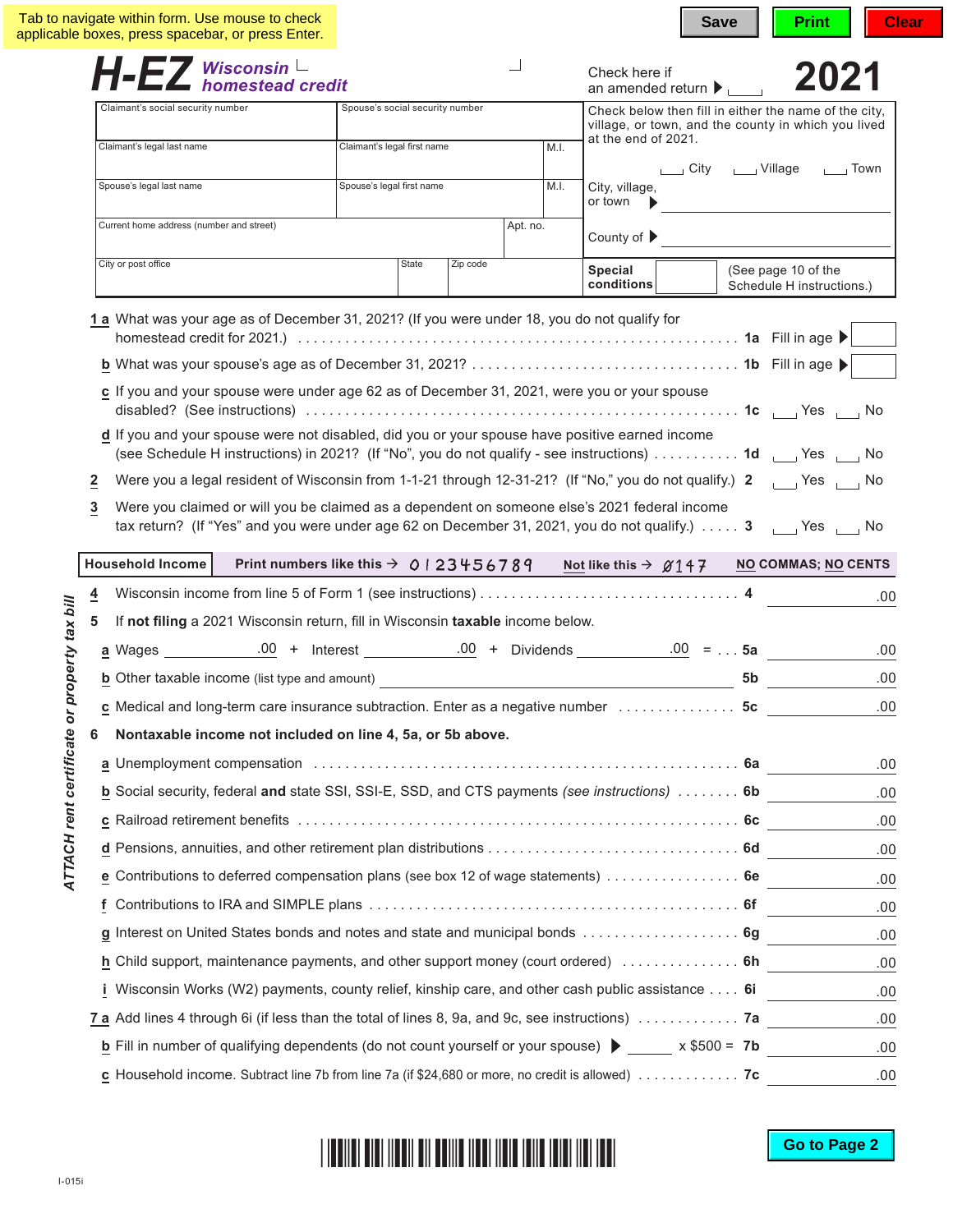Tab to navigate within form. Use mouse to check applicable boxes, press spacebar, or press Enter.

Save | Print | Clear

# H-EZ Wisconsin homestead credit

Check here if an amended return ▶

**2021**

| Claimant's social security number | Spouse's social security number | |
|---|---|---|
| Claimant's legal last name | Claimant's legal first name | M.I. |
| Spouse's legal last name | Spouse's legal first name | M.I. |
| Current home address (number and street) | Apt. no. | |
| City or post office | State | Zip code |

Check below then fill in either the name of the city, village, or town, and the county in which you lived at the end of 2021.

☐ City ☐ Village ☐ Town

City, village, or town ▶

County of ▶

**Special conditions** (See page 10 of the Schedule H instructions.)

**1 a** What was your age as of December 31, 2021? (If you were under 18, you do not qualify for homestead credit for 2021.) . . . **1a** Fill in age ▶

**b** What was your spouse's age as of December 31, 2021? . . . **1b** Fill in age ▶

**c** If you and your spouse were under age 62 as of December 31, 2021, were you or your spouse disabled? (See instructions) . . . **1c** ☐ Yes ☐ No

**d** If you and your spouse were not disabled, did you or your spouse have positive earned income (see Schedule H instructions) in 2021? (If "No", you do not qualify - see instructions) . . . **1d** ☐ Yes ☐ No

**2** Were you a legal resident of Wisconsin from 1-1-21 through 12-31-21? (If "No," you do not qualify.) **2** ☐ Yes ☐ No

**3** Were you claimed or will you be claimed as a dependent on someone else's 2021 federal income tax return? (If "Yes" and you were under age 62 on December 31, 2021, you do not qualify.) . . . **3** ☐ Yes ☐ No

**Household Income** Print numbers like this → 0123456789 Not like this → 0147 **NO COMMAS; NO CENTS**

*ATTACH rent certificate or property tax bill*

**4** Wisconsin income from line 5 of Form 1 (see instructions) . . . **4** .00

**5** If **not filing** a 2021 Wisconsin return, fill in Wisconsin **taxable** income below.

**a** Wages .00 + Interest .00 + Dividends .00 = . . . **5a** .00

**b** Other taxable income (list type and amount) **5b** .00

**c** Medical and long-term care insurance subtraction. Enter as a negative number . . . **5c** .00

**6 Nontaxable income not included on line 4, 5a, or 5b above.**

**a** Unemployment compensation . . . **6a** .00

**b** Social security, federal **and** state SSI, SSI-E, SSD, and CTS payments *(see instructions)* . . . **6b** .00

**c** Railroad retirement benefits . . . **6c** .00

**d** Pensions, annuities, and other retirement plan distributions . . . **6d** .00

**e** Contributions to deferred compensation plans (see box 12 of wage statements) . . . **6e** .00

**f** Contributions to IRA and SIMPLE plans . . . **6f** .00

**g** Interest on United States bonds and notes and state and municipal bonds . . . **6g** .00

**h** Child support, maintenance payments, and other support money (court ordered) . . . **6h** .00

**i** Wisconsin Works (W2) payments, county relief, kinship care, and other cash public assistance . . . **6i** .00

**7 a** Add lines 4 through 6i (if less than the total of lines 8, 9a, and 9c, see instructions) . . . **7a** .00

**b** Fill in number of qualifying dependents (do not count yourself or your spouse) ▶ ____ x $500 = **7b** .00

**c** Household income. Subtract line 7b from line 7a (if $24,680 or more, no credit is allowed) . . . **7c** .00

Go to Page 2

I-015i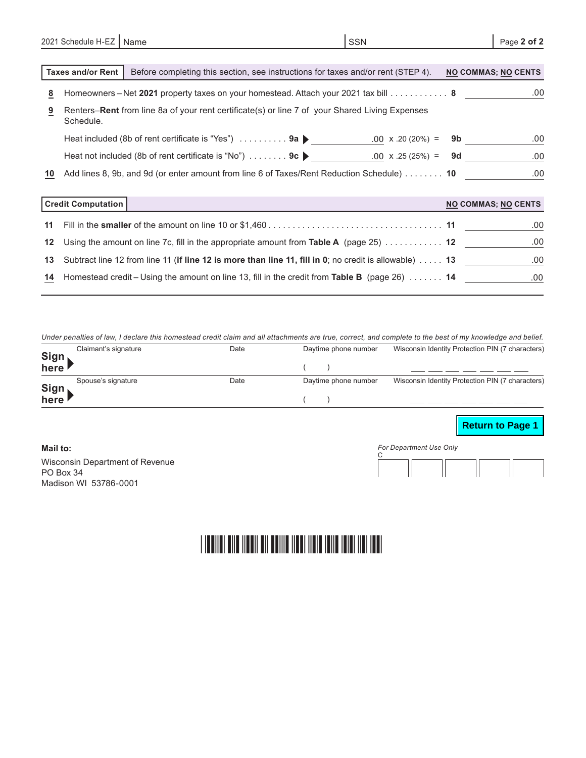2021 Schedule H-EZ | Name | SSN

## Taxes and/or Rent

Before completing this section, see instructions for taxes and/or rent (STEP 4). **NO COMMAS; NO CENTS**

| | | | |
|---|---|---|---|
| **8** | Homeowners – Net **2021** property taxes on your homestead. Attach your 2021 tax bill . . . . . . . . . . . . | **8** | .00 |
| **9** | Renters–**Rent** from line 8a of your rent certificate(s) or line 7 of your Shared Living Expenses Schedule. | | |
| | Heat included (8b of rent certificate is "Yes") . . . . . . . . . . **9a** ▶ .00 x .20 (20%) = | **9b** | .00 |
| | Heat not included (8b of rent certificate is "No") . . . . . . . . **9c** ▶ .00 x .25 (25%) = | **9d** | .00 |
| **10** | Add lines 8, 9b, and 9d (or enter amount from line 6 of Taxes/Rent Reduction Schedule) . . . . . . . . | **10** | .00 |

## Credit Computation

**NO COMMAS; NO CENTS**

| | | | |
|---|---|---|---|
| **11** | Fill in the **smaller** of the amount on line 10 or $1,460 . . . . . . . . . . . . . . . . . . . . . . . . . . . . . . . . . . . . | **11** | .00 |
| **12** | Using the amount on line 7c, fill in the appropriate amount from **Table A** (page 25) . . . . . . . . . . . . | **12** | .00 |
| **13** | Subtract line 12 from line 11 (**if line 12 is more than line 11, fill in 0**; no credit is allowable) . . . . . | **13** | .00 |
| **14** | Homestead credit – Using the amount on line 13, fill in the credit from **Table B** (page 26) . . . . . . . | **14** | .00 |

*Under penalties of law, I declare this homestead credit claim and all attachments are true, correct, and complete to the best of my knowledge and belief.*

| | Signature | Date | Daytime phone number | Wisconsin Identity Protection PIN (7 characters) |
|---|---|---|---|---|
| **Sign here** ▶ | Claimant's signature | | ( ) | _ _ _ _ _ _ _ |
| **Sign here** ▶ | Spouse's signature | | ( ) | _ _ _ _ _ _ _ |

**Return to Page 1**

**Mail to:**

Wisconsin Department of Revenue
PO Box 34
Madison WI 53786-0001

*For Department Use Only*
C